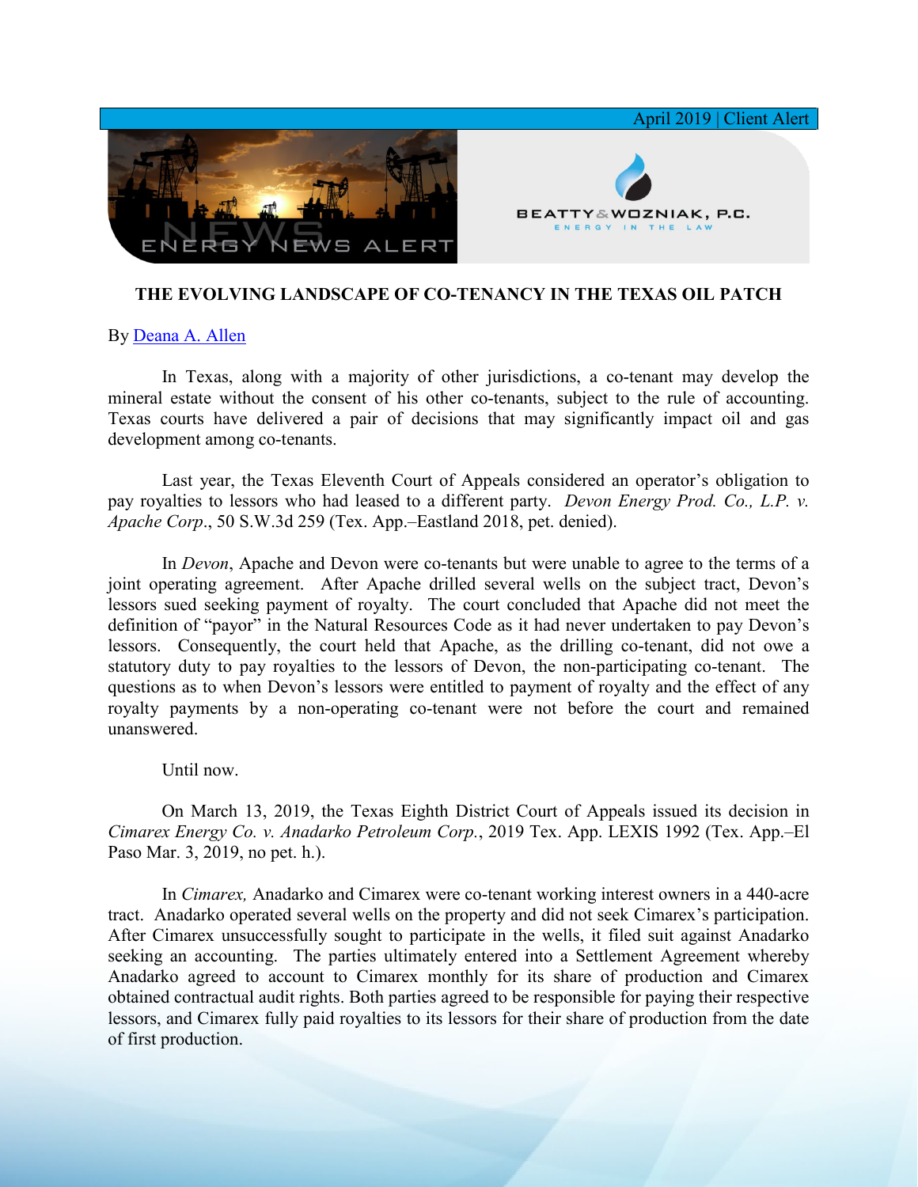April 2019 | Client Alert

ENERGY NEWS ALERT

BEATTY & WOZNIAK, P.C.
ENERGY IN THE LAW

**THE EVOLVING LANDSCAPE OF CO-TENANCY IN THE TEXAS OIL PATCH**

By [Deana A. Allen]

In Texas, along with a majority of other jurisdictions, a co-tenant may develop the mineral estate without the consent of his other co-tenants, subject to the rule of accounting. Texas courts have delivered a pair of decisions that may significantly impact oil and gas development among co-tenants.

Last year, the Texas Eleventh Court of Appeals considered an operator's obligation to pay royalties to lessors who had leased to a different party. *Devon Energy Prod. Co., L.P. v. Apache Corp*., 50 S.W.3d 259 (Tex. App.–Eastland 2018, pet. denied).

In *Devon*, Apache and Devon were co-tenants but were unable to agree to the terms of a joint operating agreement. After Apache drilled several wells on the subject tract, Devon's lessors sued seeking payment of royalty. The court concluded that Apache did not meet the definition of "payor" in the Natural Resources Code as it had never undertaken to pay Devon's lessors. Consequently, the court held that Apache, as the drilling co-tenant, did not owe a statutory duty to pay royalties to the lessors of Devon, the non-participating co-tenant. The questions as to when Devon's lessors were entitled to payment of royalty and the effect of any royalty payments by a non-operating co-tenant were not before the court and remained unanswered.

Until now.

On March 13, 2019, the Texas Eighth District Court of Appeals issued its decision in *Cimarex Energy Co. v. Anadarko Petroleum Corp.*, 2019 Tex. App. LEXIS 1992 (Tex. App.–El Paso Mar. 3, 2019, no pet. h.).

In *Cimarex,* Anadarko and Cimarex were co-tenant working interest owners in a 440-acre tract. Anadarko operated several wells on the property and did not seek Cimarex's participation. After Cimarex unsuccessfully sought to participate in the wells, it filed suit against Anadarko seeking an accounting. The parties ultimately entered into a Settlement Agreement whereby Anadarko agreed to account to Cimarex monthly for its share of production and Cimarex obtained contractual audit rights. Both parties agreed to be responsible for paying their respective lessors, and Cimarex fully paid royalties to its lessors for their share of production from the date of first production.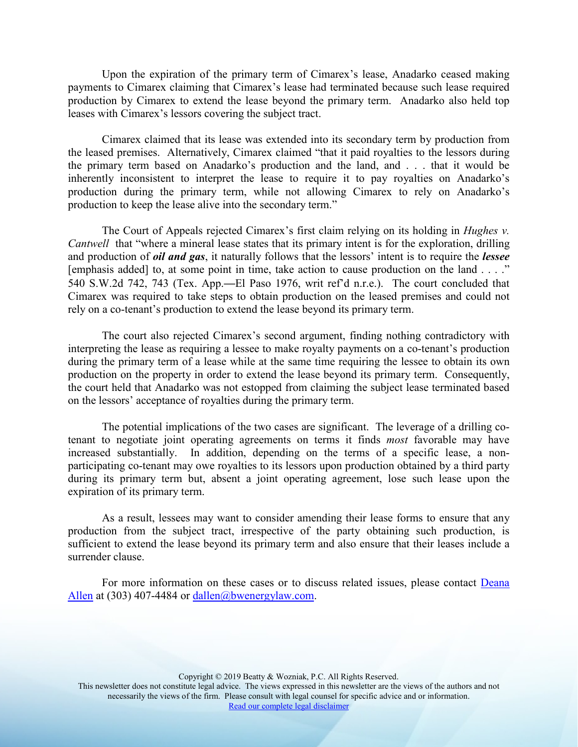Upon the expiration of the primary term of Cimarex's lease, Anadarko ceased making payments to Cimarex claiming that Cimarex's lease had terminated because such lease required production by Cimarex to extend the lease beyond the primary term. Anadarko also held top leases with Cimarex's lessors covering the subject tract.

Cimarex claimed that its lease was extended into its secondary term by production from the leased premises. Alternatively, Cimarex claimed "that it paid royalties to the lessors during the primary term based on Anadarko's production and the land, and . . . that it would be inherently inconsistent to interpret the lease to require it to pay royalties on Anadarko's production during the primary term, while not allowing Cimarex to rely on Anadarko's production to keep the lease alive into the secondary term."

The Court of Appeals rejected Cimarex's first claim relying on its holding in *Hughes v. Cantwell* that "where a mineral lease states that its primary intent is for the exploration, drilling and production of ***oil and gas***, it naturally follows that the lessors' intent is to require the ***lessee*** [emphasis added] to, at some point in time, take action to cause production on the land . . . ." 540 S.W.2d 742, 743 (Tex. App.—El Paso 1976, writ ref'd n.r.e.). The court concluded that Cimarex was required to take steps to obtain production on the leased premises and could not rely on a co-tenant's production to extend the lease beyond its primary term.

The court also rejected Cimarex's second argument, finding nothing contradictory with interpreting the lease as requiring a lessee to make royalty payments on a co-tenant's production during the primary term of a lease while at the same time requiring the lessee to obtain its own production on the property in order to extend the lease beyond its primary term. Consequently, the court held that Anadarko was not estopped from claiming the subject lease terminated based on the lessors' acceptance of royalties during the primary term.

The potential implications of the two cases are significant. The leverage of a drilling co-tenant to negotiate joint operating agreements on terms it finds *most* favorable may have increased substantially. In addition, depending on the terms of a specific lease, a non-participating co-tenant may owe royalties to its lessors upon production obtained by a third party during its primary term but, absent a joint operating agreement, lose such lease upon the expiration of its primary term.

As a result, lessees may want to consider amending their lease forms to ensure that any production from the subject tract, irrespective of the party obtaining such production, is sufficient to extend the lease beyond its primary term and also ensure that their leases include a surrender clause.

For more information on these cases or to discuss related issues, please contact [Deana Allen](#) at (303) 407-4484 or [dallen@bwenergylaw.com](mailto:dallen@bwenergylaw.com).

Copyright © 2019 Beatty & Wozniak, P.C. All Rights Reserved.
This newsletter does not constitute legal advice. The views expressed in this newsletter are the views of the authors and not necessarily the views of the firm. Please consult with legal counsel for specific advice and or information.
[Read our complete legal disclaimer](#)